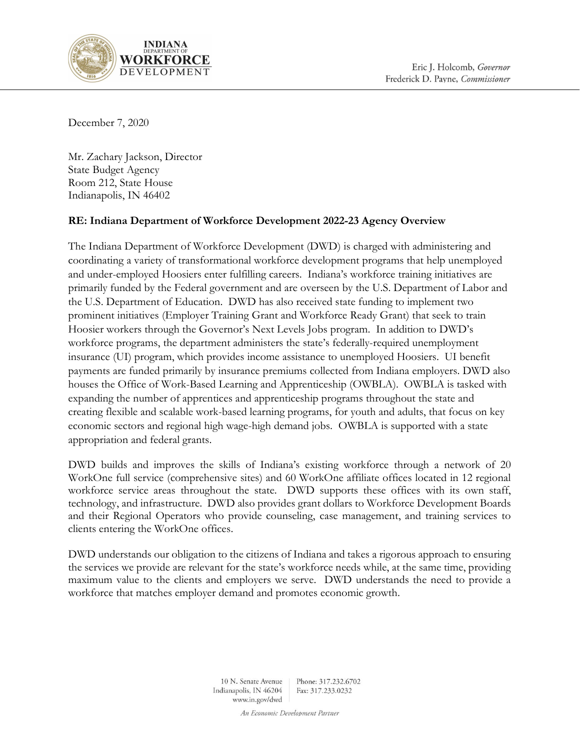INDIANA DEPARTMENT OF WORKFORCE DEVELOPMENT

Eric J. Holcomb, *Governor*
Frederick D. Payne, *Commissioner*

December 7, 2020

Mr. Zachary Jackson, Director
State Budget Agency
Room 212, State House
Indianapolis, IN 46402

**RE: Indiana Department of Workforce Development 2022-23 Agency Overview**

The Indiana Department of Workforce Development (DWD) is charged with administering and coordinating a variety of transformational workforce development programs that help unemployed and under-employed Hoosiers enter fulfilling careers. Indiana's workforce training initiatives are primarily funded by the Federal government and are overseen by the U.S. Department of Labor and the U.S. Department of Education. DWD has also received state funding to implement two prominent initiatives (Employer Training Grant and Workforce Ready Grant) that seek to train Hoosier workers through the Governor's Next Levels Jobs program. In addition to DWD's workforce programs, the department administers the state's federally-required unemployment insurance (UI) program, which provides income assistance to unemployed Hoosiers. UI benefit payments are funded primarily by insurance premiums collected from Indiana employers. DWD also houses the Office of Work-Based Learning and Apprenticeship (OWBLA). OWBLA is tasked with expanding the number of apprentices and apprenticeship programs throughout the state and creating flexible and scalable work-based learning programs, for youth and adults, that focus on key economic sectors and regional high wage-high demand jobs. OWBLA is supported with a state appropriation and federal grants.

DWD builds and improves the skills of Indiana's existing workforce through a network of 20 WorkOne full service (comprehensive sites) and 60 WorkOne affiliate offices located in 12 regional workforce service areas throughout the state. DWD supports these offices with its own staff, technology, and infrastructure. DWD also provides grant dollars to Workforce Development Boards and their Regional Operators who provide counseling, case management, and training services to clients entering the WorkOne offices.

DWD understands our obligation to the citizens of Indiana and takes a rigorous approach to ensuring the services we provide are relevant for the state's workforce needs while, at the same time, providing maximum value to the clients and employers we serve. DWD understands the need to provide a workforce that matches employer demand and promotes economic growth.

10 N. Senate Avenue
Indianapolis, IN 46204
www.in.gov/dwd

Phone: 317.232.6702
Fax: 317.233.0232

*An Economic Development Partner*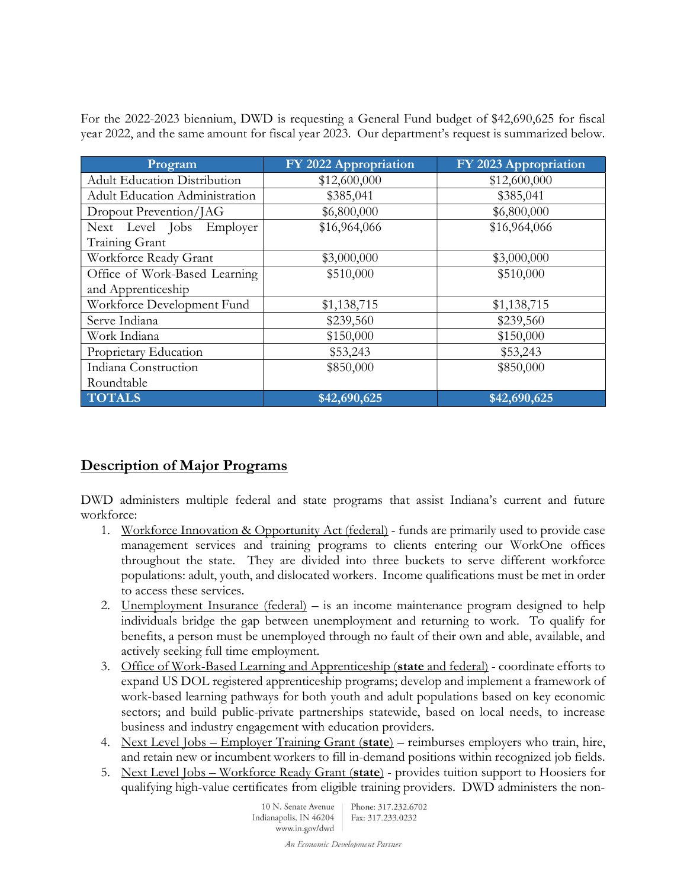For the 2022-2023 biennium, DWD is requesting a General Fund budget of $42,690,625 for fiscal year 2022, and the same amount for fiscal year 2023. Our department's request is summarized below.

| Program | FY 2022 Appropriation | FY 2023 Appropriation |
|---|---|---|
| Adult Education Distribution | $12,600,000 | $12,600,000 |
| Adult Education Administration | $385,041 | $385,041 |
| Dropout Prevention/JAG | $6,800,000 | $6,800,000 |
| Next Level Jobs Employer Training Grant | $16,964,066 | $16,964,066 |
| Workforce Ready Grant | $3,000,000 | $3,000,000 |
| Office of Work-Based Learning and Apprenticeship | $510,000 | $510,000 |
| Workforce Development Fund | $1,138,715 | $1,138,715 |
| Serve Indiana | $239,560 | $239,560 |
| Work Indiana | $150,000 | $150,000 |
| Proprietary Education | $53,243 | $53,243 |
| Indiana Construction Roundtable | $850,000 | $850,000 |
| **TOTALS** | **$42,690,625** | **$42,690,625** |

## Description of Major Programs

DWD administers multiple federal and state programs that assist Indiana's current and future workforce:

1. Workforce Innovation & Opportunity Act (federal) - funds are primarily used to provide case management services and training programs to clients entering our WorkOne offices throughout the state. They are divided into three buckets to serve different workforce populations: adult, youth, and dislocated workers. Income qualifications must be met in order to access these services.
2. Unemployment Insurance (federal) – is an income maintenance program designed to help individuals bridge the gap between unemployment and returning to work. To qualify for benefits, a person must be unemployed through no fault of their own and able, available, and actively seeking full time employment.
3. Office of Work-Based Learning and Apprenticeship (**state** and federal) - coordinate efforts to expand US DOL registered apprenticeship programs; develop and implement a framework of work-based learning pathways for both youth and adult populations based on key economic sectors; and build public-private partnerships statewide, based on local needs, to increase business and industry engagement with education providers.
4. Next Level Jobs – Employer Training Grant (**state**) – reimburses employers who train, hire, and retain new or incumbent workers to fill in-demand positions within recognized job fields.
5. Next Level Jobs – Workforce Ready Grant (**state**) - provides tuition support to Hoosiers for qualifying high-value certificates from eligible training providers. DWD administers the non-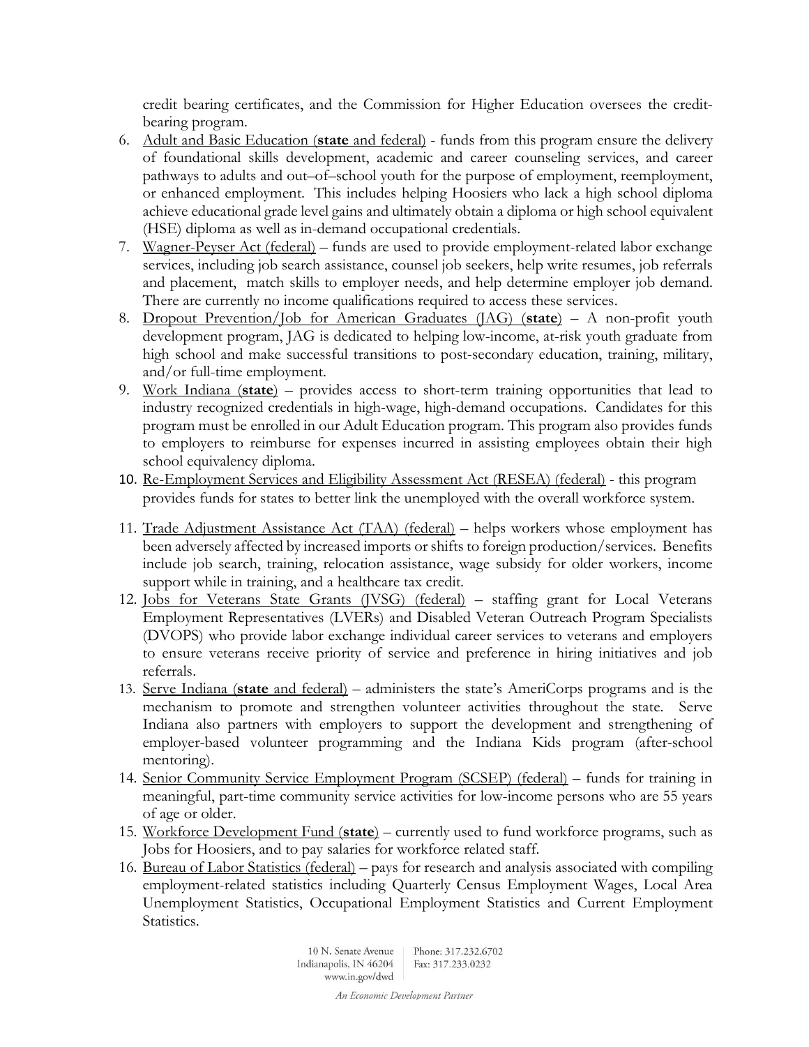credit bearing certificates, and the Commission for Higher Education oversees the credit-bearing program.

6. Adult and Basic Education (**state** and federal) - funds from this program ensure the delivery of foundational skills development, academic and career counseling services, and career pathways to adults and out–of–school youth for the purpose of employment, reemployment, or enhanced employment. This includes helping Hoosiers who lack a high school diploma achieve educational grade level gains and ultimately obtain a diploma or high school equivalent (HSE) diploma as well as in-demand occupational credentials.
7. Wagner-Peyser Act (federal) – funds are used to provide employment-related labor exchange services, including job search assistance, counsel job seekers, help write resumes, job referrals and placement, match skills to employer needs, and help determine employer job demand. There are currently no income qualifications required to access these services.
8. Dropout Prevention/Job for American Graduates (JAG) (**state**) – A non-profit youth development program, JAG is dedicated to helping low-income, at-risk youth graduate from high school and make successful transitions to post-secondary education, training, military, and/or full-time employment.
9. Work Indiana (**state**) – provides access to short-term training opportunities that lead to industry recognized credentials in high-wage, high-demand occupations. Candidates for this program must be enrolled in our Adult Education program. This program also provides funds to employers to reimburse for expenses incurred in assisting employees obtain their high school equivalency diploma.
10. Re-Employment Services and Eligibility Assessment Act (RESEA) (federal) - this program provides funds for states to better link the unemployed with the overall workforce system.
11. Trade Adjustment Assistance Act (TAA) (federal) – helps workers whose employment has been adversely affected by increased imports or shifts to foreign production/services. Benefits include job search, training, relocation assistance, wage subsidy for older workers, income support while in training, and a healthcare tax credit.
12. Jobs for Veterans State Grants (JVSG) (federal) – staffing grant for Local Veterans Employment Representatives (LVERs) and Disabled Veteran Outreach Program Specialists (DVOPS) who provide labor exchange individual career services to veterans and employers to ensure veterans receive priority of service and preference in hiring initiatives and job referrals.
13. Serve Indiana (**state** and federal) – administers the state's AmeriCorps programs and is the mechanism to promote and strengthen volunteer activities throughout the state. Serve Indiana also partners with employers to support the development and strengthening of employer-based volunteer programming and the Indiana Kids program (after-school mentoring).
14. Senior Community Service Employment Program (SCSEP) (federal) – funds for training in meaningful, part-time community service activities for low-income persons who are 55 years of age or older.
15. Workforce Development Fund (**state**) – currently used to fund workforce programs, such as Jobs for Hoosiers, and to pay salaries for workforce related staff.
16. Bureau of Labor Statistics (federal) – pays for research and analysis associated with compiling employment-related statistics including Quarterly Census Employment Wages, Local Area Unemployment Statistics, Occupational Employment Statistics and Current Employment Statistics.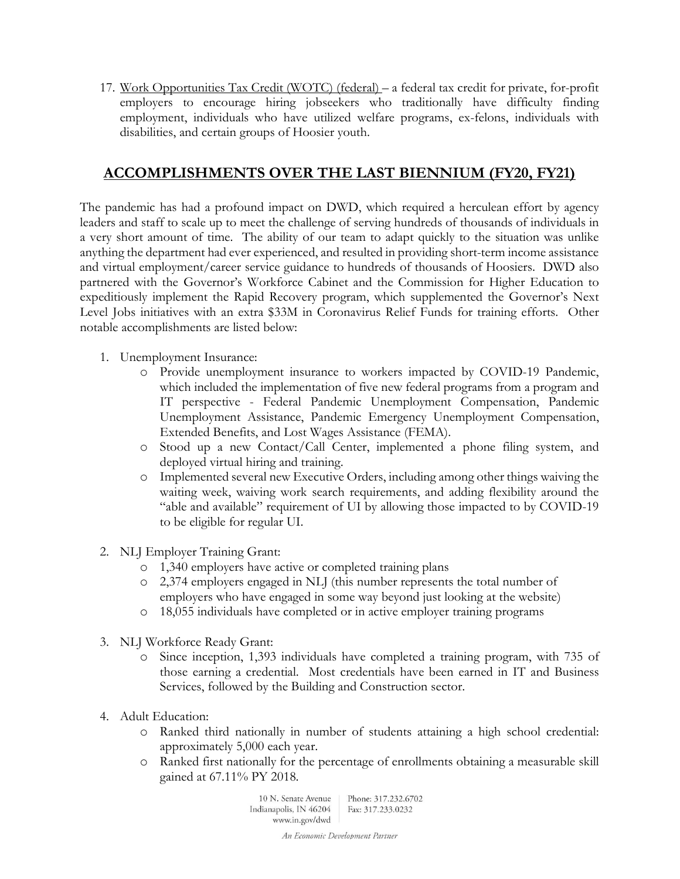17. Work Opportunities Tax Credit (WOTC) (federal) – a federal tax credit for private, for-profit employers to encourage hiring jobseekers who traditionally have difficulty finding employment, individuals who have utilized welfare programs, ex-felons, individuals with disabilities, and certain groups of Hoosier youth.

## ACCOMPLISHMENTS OVER THE LAST BIENNIUM (FY20, FY21)

The pandemic has had a profound impact on DWD, which required a herculean effort by agency leaders and staff to scale up to meet the challenge of serving hundreds of thousands of individuals in a very short amount of time. The ability of our team to adapt quickly to the situation was unlike anything the department had ever experienced, and resulted in providing short-term income assistance and virtual employment/career service guidance to hundreds of thousands of Hoosiers. DWD also partnered with the Governor's Workforce Cabinet and the Commission for Higher Education to expeditiously implement the Rapid Recovery program, which supplemented the Governor's Next Level Jobs initiatives with an extra $33M in Coronavirus Relief Funds for training efforts. Other notable accomplishments are listed below:

1. Unemployment Insurance:
   - Provide unemployment insurance to workers impacted by COVID-19 Pandemic, which included the implementation of five new federal programs from a program and IT perspective - Federal Pandemic Unemployment Compensation, Pandemic Unemployment Assistance, Pandemic Emergency Unemployment Compensation, Extended Benefits, and Lost Wages Assistance (FEMA).
   - Stood up a new Contact/Call Center, implemented a phone filing system, and deployed virtual hiring and training.
   - Implemented several new Executive Orders, including among other things waiving the waiting week, waiving work search requirements, and adding flexibility around the "able and available" requirement of UI by allowing those impacted to by COVID-19 to be eligible for regular UI.

2. NLJ Employer Training Grant:
   - 1,340 employers have active or completed training plans
   - 2,374 employers engaged in NLJ (this number represents the total number of employers who have engaged in some way beyond just looking at the website)
   - 18,055 individuals have completed or in active employer training programs

3. NLJ Workforce Ready Grant:
   - Since inception, 1,393 individuals have completed a training program, with 735 of those earning a credential. Most credentials have been earned in IT and Business Services, followed by the Building and Construction sector.

4. Adult Education:
   - Ranked third nationally in number of students attaining a high school credential: approximately 5,000 each year.
   - Ranked first nationally for the percentage of enrollments obtaining a measurable skill gained at 67.11% PY 2018.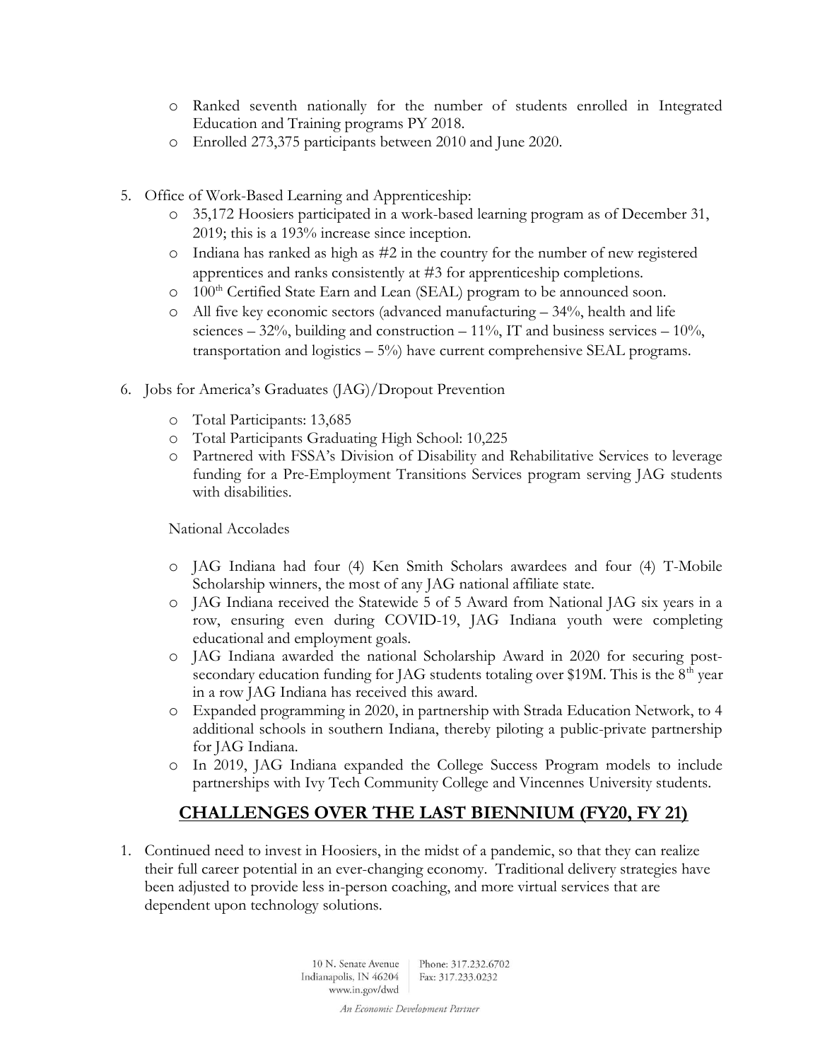- Ranked seventh nationally for the number of students enrolled in Integrated Education and Training programs PY 2018.
- Enrolled 273,375 participants between 2010 and June 2020.

5. Office of Work-Based Learning and Apprenticeship:
   - 35,172 Hoosiers participated in a work-based learning program as of December 31, 2019; this is a 193% increase since inception.
   - Indiana has ranked as high as #2 in the country for the number of new registered apprentices and ranks consistently at #3 for apprenticeship completions.
   - 100th Certified State Earn and Lean (SEAL) program to be announced soon.
   - All five key economic sectors (advanced manufacturing – 34%, health and life sciences – 32%, building and construction – 11%, IT and business services – 10%, transportation and logistics – 5%) have current comprehensive SEAL programs.

6. Jobs for America's Graduates (JAG)/Dropout Prevention
   - Total Participants: 13,685
   - Total Participants Graduating High School: 10,225
   - Partnered with FSSA's Division of Disability and Rehabilitative Services to leverage funding for a Pre-Employment Transitions Services program serving JAG students with disabilities.

   National Accolades

   - JAG Indiana had four (4) Ken Smith Scholars awardees and four (4) T-Mobile Scholarship winners, the most of any JAG national affiliate state.
   - JAG Indiana received the Statewide 5 of 5 Award from National JAG six years in a row, ensuring even during COVID-19, JAG Indiana youth were completing educational and employment goals.
   - JAG Indiana awarded the national Scholarship Award in 2020 for securing post-secondary education funding for JAG students totaling over $19M. This is the 8th year in a row JAG Indiana has received this award.
   - Expanded programming in 2020, in partnership with Strada Education Network, to 4 additional schools in southern Indiana, thereby piloting a public-private partnership for JAG Indiana.
   - In 2019, JAG Indiana expanded the College Success Program models to include partnerships with Ivy Tech Community College and Vincennes University students.

## CHALLENGES OVER THE LAST BIENNIUM (FY20, FY 21)

1. Continued need to invest in Hoosiers, in the midst of a pandemic, so that they can realize their full career potential in an ever-changing economy. Traditional delivery strategies have been adjusted to provide less in-person coaching, and more virtual services that are dependent upon technology solutions.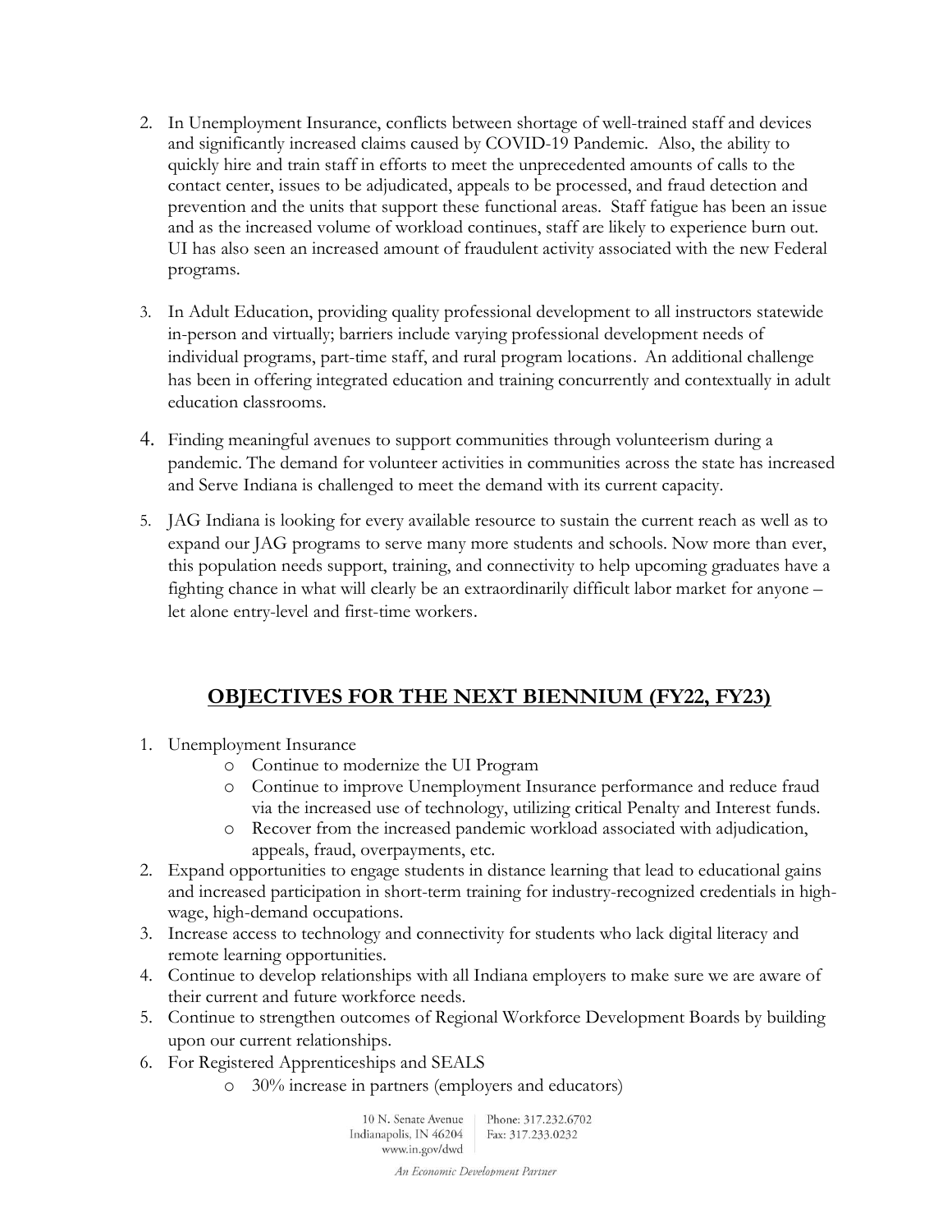2. In Unemployment Insurance, conflicts between shortage of well-trained staff and devices and significantly increased claims caused by COVID-19 Pandemic. Also, the ability to quickly hire and train staff in efforts to meet the unprecedented amounts of calls to the contact center, issues to be adjudicated, appeals to be processed, and fraud detection and prevention and the units that support these functional areas. Staff fatigue has been an issue and as the increased volume of workload continues, staff are likely to experience burn out. UI has also seen an increased amount of fraudulent activity associated with the new Federal programs.

3. In Adult Education, providing quality professional development to all instructors statewide in-person and virtually; barriers include varying professional development needs of individual programs, part-time staff, and rural program locations. An additional challenge has been in offering integrated education and training concurrently and contextually in adult education classrooms.

4. Finding meaningful avenues to support communities through volunteerism during a pandemic. The demand for volunteer activities in communities across the state has increased and Serve Indiana is challenged to meet the demand with its current capacity.

5. JAG Indiana is looking for every available resource to sustain the current reach as well as to expand our JAG programs to serve many more students and schools. Now more than ever, this population needs support, training, and connectivity to help upcoming graduates have a fighting chance in what will clearly be an extraordinarily difficult labor market for anyone – let alone entry-level and first-time workers.

## OBJECTIVES FOR THE NEXT BIENNIUM (FY22, FY23)

1. Unemployment Insurance
   - Continue to modernize the UI Program
   - Continue to improve Unemployment Insurance performance and reduce fraud via the increased use of technology, utilizing critical Penalty and Interest funds.
   - Recover from the increased pandemic workload associated with adjudication, appeals, fraud, overpayments, etc.
2. Expand opportunities to engage students in distance learning that lead to educational gains and increased participation in short-term training for industry-recognized credentials in high-wage, high-demand occupations.
3. Increase access to technology and connectivity for students who lack digital literacy and remote learning opportunities.
4. Continue to develop relationships with all Indiana employers to make sure we are aware of their current and future workforce needs.
5. Continue to strengthen outcomes of Regional Workforce Development Boards by building upon our current relationships.
6. For Registered Apprenticeships and SEALS
   - 30% increase in partners (employers and educators)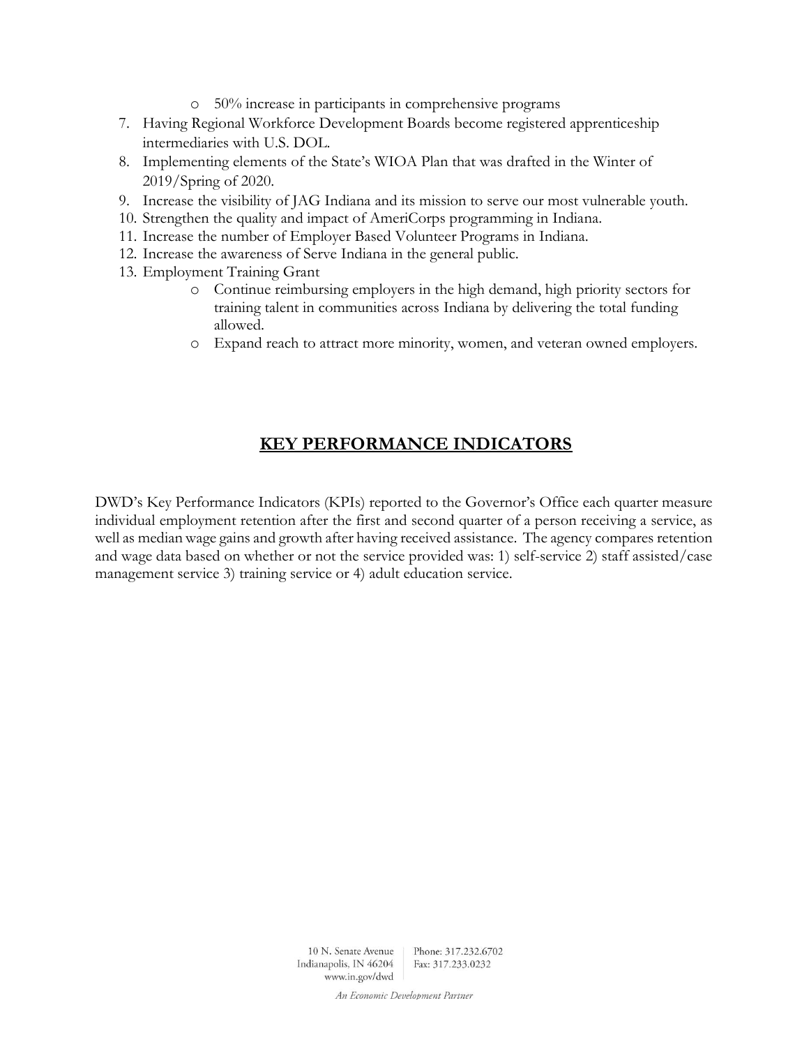- 50% increase in participants in comprehensive programs

7. Having Regional Workforce Development Boards become registered apprenticeship intermediaries with U.S. DOL.
8. Implementing elements of the State's WIOA Plan that was drafted in the Winter of 2019/Spring of 2020.
9. Increase the visibility of JAG Indiana and its mission to serve our most vulnerable youth.
10. Strengthen the quality and impact of AmeriCorps programming in Indiana.
11. Increase the number of Employer Based Volunteer Programs in Indiana.
12. Increase the awareness of Serve Indiana in the general public.
13. Employment Training Grant
    - Continue reimbursing employers in the high demand, high priority sectors for training talent in communities across Indiana by delivering the total funding allowed.
    - Expand reach to attract more minority, women, and veteran owned employers.

## KEY PERFORMANCE INDICATORS

DWD's Key Performance Indicators (KPIs) reported to the Governor's Office each quarter measure individual employment retention after the first and second quarter of a person receiving a service, as well as median wage gains and growth after having received assistance. The agency compares retention and wage data based on whether or not the service provided was: 1) self-service 2) staff assisted/case management service 3) training service or 4) adult education service.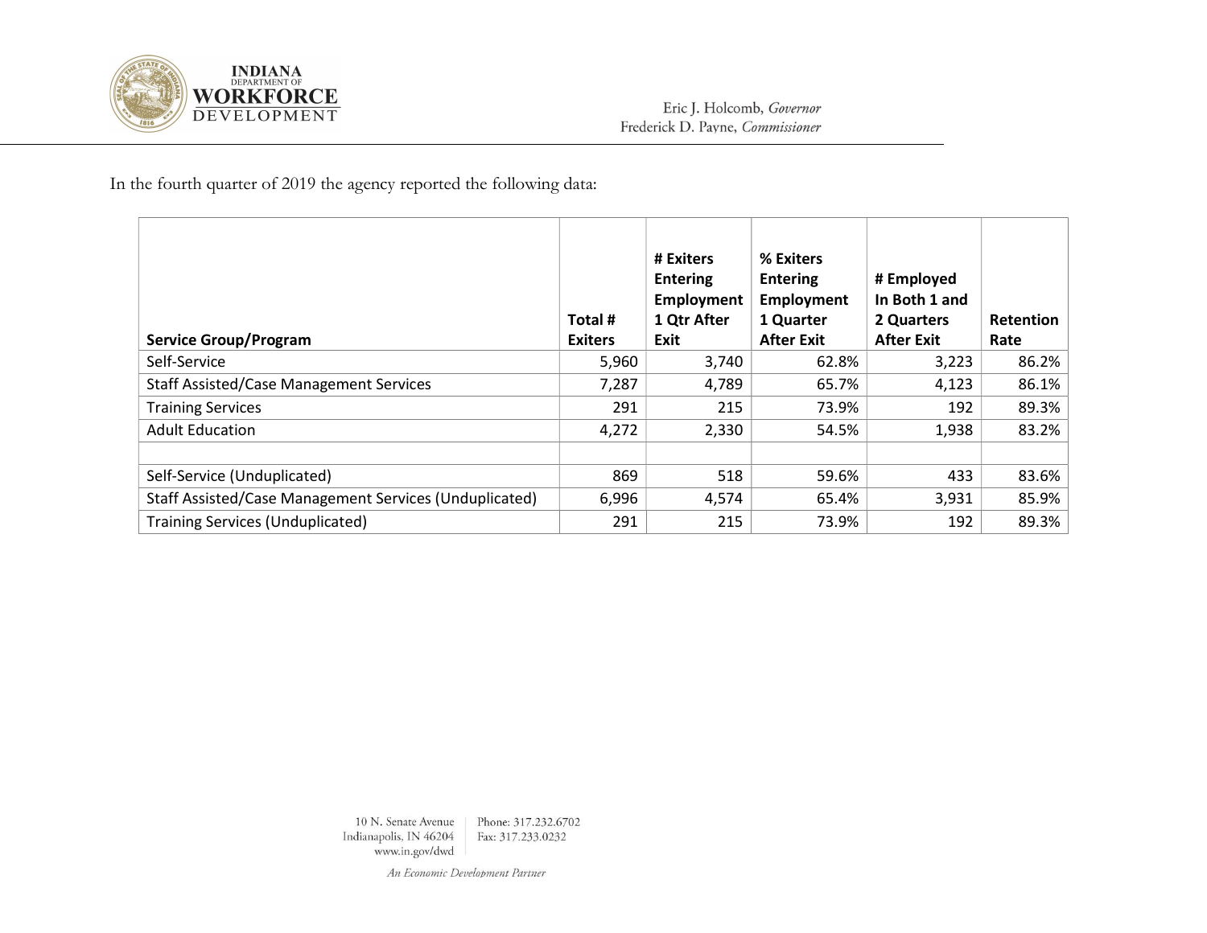In the fourth quarter of 2019 the agency reported the following data:

| Service Group/Program | Total # Exiters | # Exiters Entering Employment 1 Qtr After Exit | % Exiters Entering Employment 1 Quarter After Exit | # Employed In Both 1 and 2 Quarters After Exit | Retention Rate |
|---|---|---|---|---|---|
| Self-Service | 5,960 | 3,740 | 62.8% | 3,223 | 86.2% |
| Staff Assisted/Case Management Services | 7,287 | 4,789 | 65.7% | 4,123 | 86.1% |
| Training Services | 291 | 215 | 73.9% | 192 | 89.3% |
| Adult Education | 4,272 | 2,330 | 54.5% | 1,938 | 83.2% |
| | | | | | |
| Self-Service (Unduplicated) | 869 | 518 | 59.6% | 433 | 83.6% |
| Staff Assisted/Case Management Services (Unduplicated) | 6,996 | 4,574 | 65.4% | 3,931 | 85.9% |
| Training Services (Unduplicated) | 291 | 215 | 73.9% | 192 | 89.3% |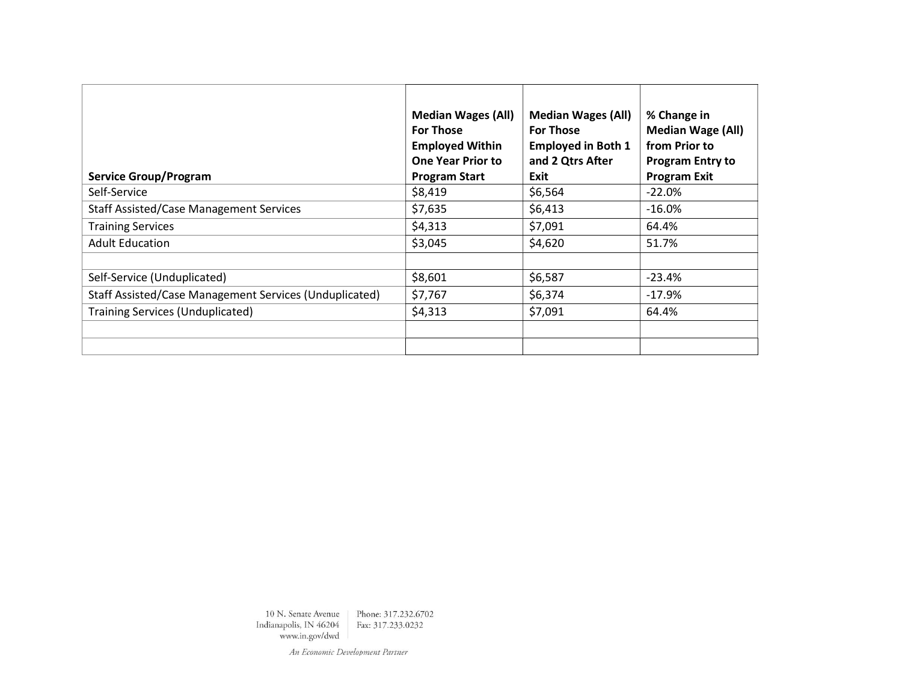| Service Group/Program | Median Wages (All) For Those Employed Within One Year Prior to Program Start | Median Wages (All) For Those Employed in Both 1 and 2 Qtrs After Exit | % Change in Median Wage (All) from Prior to Program Entry to Program Exit |
|---|---|---|---|
| Self-Service | $8,419 | $6,564 | -22.0% |
| Staff Assisted/Case Management Services | $7,635 | $6,413 | -16.0% |
| Training Services | $4,313 | $7,091 | 64.4% |
| Adult Education | $3,045 | $4,620 | 51.7% |
| | | | |
| Self-Service (Unduplicated) | $8,601 | $6,587 | -23.4% |
| Staff Assisted/Case Management Services (Unduplicated) | $7,767 | $6,374 | -17.9% |
| Training Services (Unduplicated) | $4,313 | $7,091 | 64.4% |
| | | | |
| | | | |

10 N. Senate Avenue
Indianapolis, IN 46204
www.in.gov/dwd

Phone: 317.232.6702
Fax: 317.233.0232

*An Economic Development Partner*